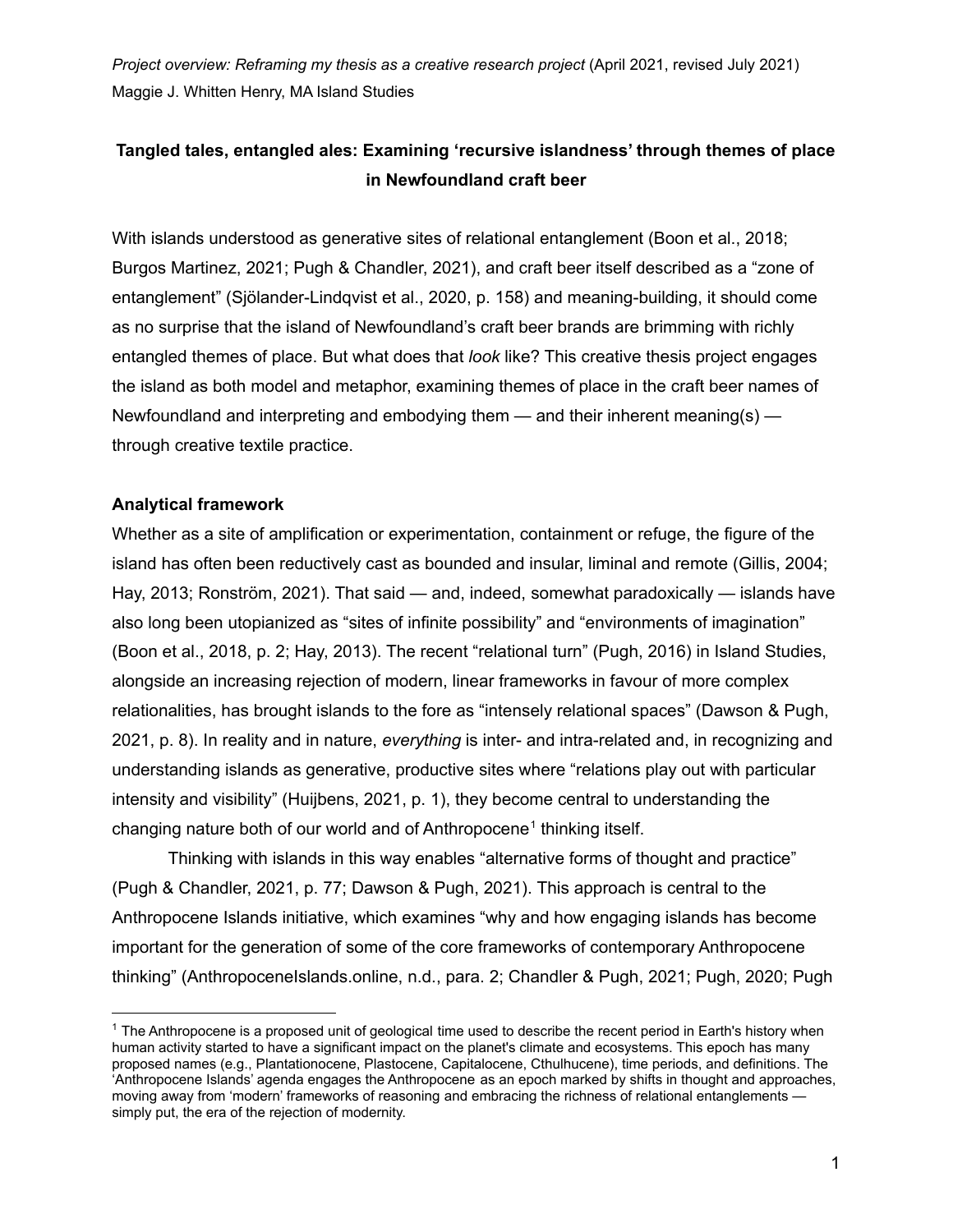*Project overview: Reframing my thesis as a creative research project* (April 2021, revised July 2021)
Maggie J. Whitten Henry, MA Island Studies

# Tangled tales, entangled ales: Examining 'recursive islandness' through themes of place in Newfoundland craft beer

With islands understood as generative sites of relational entanglement (Boon et al., 2018; Burgos Martinez, 2021; Pugh & Chandler, 2021), and craft beer itself described as a "zone of entanglement" (Sjölander-Lindqvist et al., 2020, p. 158) and meaning-building, it should come as no surprise that the island of Newfoundland's craft beer brands are brimming with richly entangled themes of place. But what does that *look* like? This creative thesis project engages the island as both model and metaphor, examining themes of place in the craft beer names of Newfoundland and interpreting and embodying them — and their inherent meaning(s) — through creative textile practice.

## Analytical framework

Whether as a site of amplification or experimentation, containment or refuge, the figure of the island has often been reductively cast as bounded and insular, liminal and remote (Gillis, 2004; Hay, 2013; Ronström, 2021). That said — and, indeed, somewhat paradoxically — islands have also long been utopianized as "sites of infinite possibility" and "environments of imagination" (Boon et al., 2018, p. 2; Hay, 2013). The recent "relational turn" (Pugh, 2016) in Island Studies, alongside an increasing rejection of modern, linear frameworks in favour of more complex relationalities, has brought islands to the fore as "intensely relational spaces" (Dawson & Pugh, 2021, p. 8). In reality and in nature, *everything* is inter- and intra-related and, in recognizing and understanding islands as generative, productive sites where "relations play out with particular intensity and visibility" (Huijbens, 2021, p. 1), they become central to understanding the changing nature both of our world and of Anthropocene[1] thinking itself.

Thinking with islands in this way enables "alternative forms of thought and practice" (Pugh & Chandler, 2021, p. 77; Dawson & Pugh, 2021). This approach is central to the Anthropocene Islands initiative, which examines "why and how engaging islands has become important for the generation of some of the core frameworks of contemporary Anthropocene thinking" (AnthropoceneIslands.online, n.d., para. 2; Chandler & Pugh, 2021; Pugh, 2020; Pugh

[1] The Anthropocene is a proposed unit of geological time used to describe the recent period in Earth's history when human activity started to have a significant impact on the planet's climate and ecosystems. This epoch has many proposed names (e.g., Plantationocene, Plastocene, Capitalocene, Cthulhucene), time periods, and definitions. The 'Anthropocene Islands' agenda engages the Anthropocene as an epoch marked by shifts in thought and approaches, moving away from 'modern' frameworks of reasoning and embracing the richness of relational entanglements — simply put, the era of the rejection of modernity.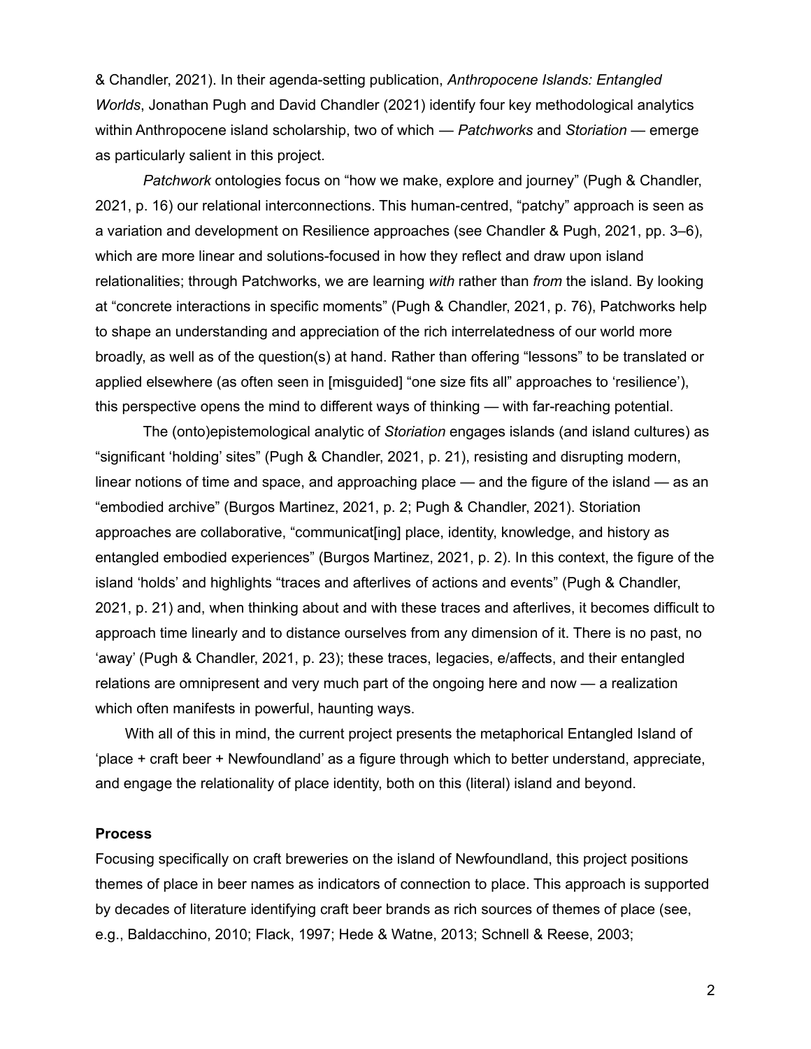& Chandler, 2021). In their agenda-setting publication, *Anthropocene Islands: Entangled Worlds*, Jonathan Pugh and David Chandler (2021) identify four key methodological analytics within Anthropocene island scholarship, two of which — *Patchworks* and *Storiation* — emerge as particularly salient in this project.

*Patchwork* ontologies focus on "how we make, explore and journey" (Pugh & Chandler, 2021, p. 16) our relational interconnections. This human-centred, "patchy" approach is seen as a variation and development on Resilience approaches (see Chandler & Pugh, 2021, pp. 3–6), which are more linear and solutions-focused in how they reflect and draw upon island relationalities; through Patchworks, we are learning *with* rather than *from* the island. By looking at "concrete interactions in specific moments" (Pugh & Chandler, 2021, p. 76), Patchworks help to shape an understanding and appreciation of the rich interrelatedness of our world more broadly, as well as of the question(s) at hand. Rather than offering "lessons" to be translated or applied elsewhere (as often seen in [misguided] "one size fits all" approaches to 'resilience'), this perspective opens the mind to different ways of thinking — with far-reaching potential.

The (onto)epistemological analytic of *Storiation* engages islands (and island cultures) as "significant 'holding' sites" (Pugh & Chandler, 2021, p. 21), resisting and disrupting modern, linear notions of time and space, and approaching place — and the figure of the island — as an "embodied archive" (Burgos Martinez, 2021, p. 2; Pugh & Chandler, 2021). Storiation approaches are collaborative, "communicat[ing] place, identity, knowledge, and history as entangled embodied experiences" (Burgos Martinez, 2021, p. 2). In this context, the figure of the island 'holds' and highlights "traces and afterlives of actions and events" (Pugh & Chandler, 2021, p. 21) and, when thinking about and with these traces and afterlives, it becomes difficult to approach time linearly and to distance ourselves from any dimension of it. There is no past, no 'away' (Pugh & Chandler, 2021, p. 23); these traces, legacies, e/affects, and their entangled relations are omnipresent and very much part of the ongoing here and now — a realization which often manifests in powerful, haunting ways.

With all of this in mind, the current project presents the metaphorical Entangled Island of 'place + craft beer + Newfoundland' as a figure through which to better understand, appreciate, and engage the relationality of place identity, both on this (literal) island and beyond.

**Process**

Focusing specifically on craft breweries on the island of Newfoundland, this project positions themes of place in beer names as indicators of connection to place. This approach is supported by decades of literature identifying craft beer brands as rich sources of themes of place (see, e.g., Baldacchino, 2010; Flack, 1997; Hede & Watne, 2013; Schnell & Reese, 2003;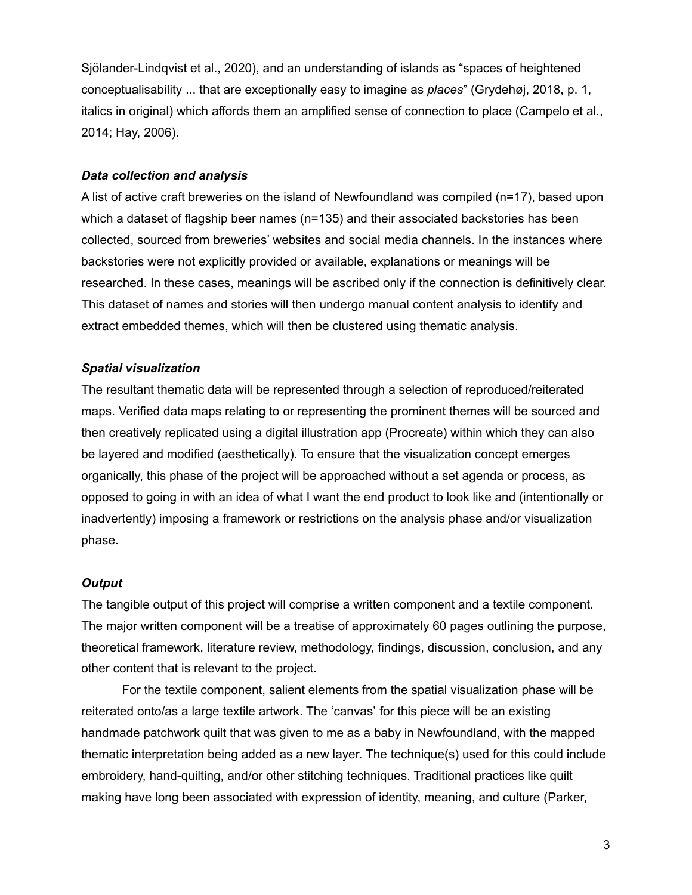Sjölander-Lindqvist et al., 2020), and an understanding of islands as "spaces of heightened conceptualisability ... that are exceptionally easy to imagine as *places*" (Grydehøj, 2018, p. 1, italics in original) which affords them an amplified sense of connection to place (Campelo et al., 2014; Hay, 2006).

### ***Data collection and analysis***

A list of active craft breweries on the island of Newfoundland was compiled (n=17), based upon which a dataset of flagship beer names (n=135) and their associated backstories has been collected, sourced from breweries' websites and social media channels. In the instances where backstories were not explicitly provided or available, explanations or meanings will be researched. In these cases, meanings will be ascribed only if the connection is definitively clear. This dataset of names and stories will then undergo manual content analysis to identify and extract embedded themes, which will then be clustered using thematic analysis.

### ***Spatial visualization***

The resultant thematic data will be represented through a selection of reproduced/reiterated maps. Verified data maps relating to or representing the prominent themes will be sourced and then creatively replicated using a digital illustration app (Procreate) within which they can also be layered and modified (aesthetically). To ensure that the visualization concept emerges organically, this phase of the project will be approached without a set agenda or process, as opposed to going in with an idea of what I want the end product to look like and (intentionally or inadvertently) imposing a framework or restrictions on the analysis phase and/or visualization phase.

### ***Output***

The tangible output of this project will comprise a written component and a textile component. The major written component will be a treatise of approximately 60 pages outlining the purpose, theoretical framework, literature review, methodology, findings, discussion, conclusion, and any other content that is relevant to the project.

For the textile component, salient elements from the spatial visualization phase will be reiterated onto/as a large textile artwork. The 'canvas' for this piece will be an existing handmade patchwork quilt that was given to me as a baby in Newfoundland, with the mapped thematic interpretation being added as a new layer. The technique(s) used for this could include embroidery, hand-quilting, and/or other stitching techniques. Traditional practices like quilt making have long been associated with expression of identity, meaning, and culture (Parker,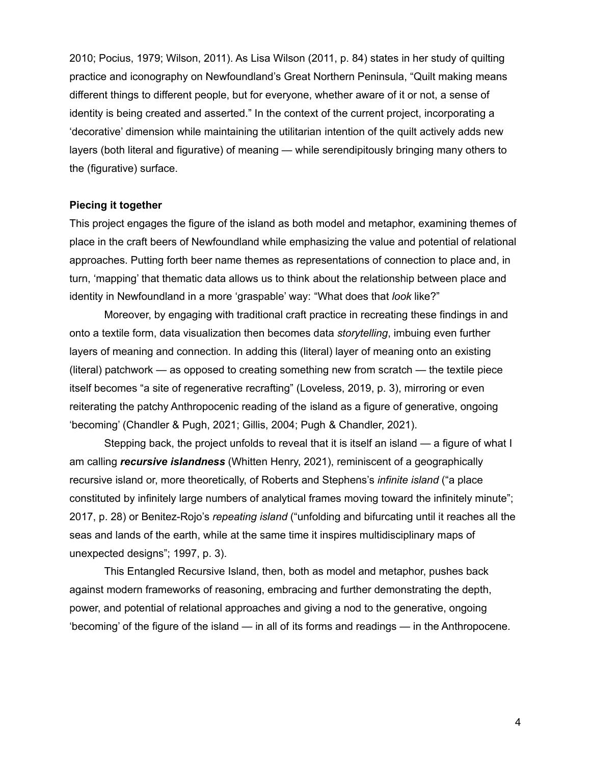2010; Pocius, 1979; Wilson, 2011). As Lisa Wilson (2011, p. 84) states in her study of quilting practice and iconography on Newfoundland's Great Northern Peninsula, "Quilt making means different things to different people, but for everyone, whether aware of it or not, a sense of identity is being created and asserted." In the context of the current project, incorporating a 'decorative' dimension while maintaining the utilitarian intention of the quilt actively adds new layers (both literal and figurative) of meaning — while serendipitously bringing many others to the (figurative) surface.

**Piecing it together**

This project engages the figure of the island as both model and metaphor, examining themes of place in the craft beers of Newfoundland while emphasizing the value and potential of relational approaches. Putting forth beer name themes as representations of connection to place and, in turn, 'mapping' that thematic data allows us to think about the relationship between place and identity in Newfoundland in a more 'graspable' way: "What does that *look* like?"

Moreover, by engaging with traditional craft practice in recreating these findings in and onto a textile form, data visualization then becomes data *storytelling*, imbuing even further layers of meaning and connection. In adding this (literal) layer of meaning onto an existing (literal) patchwork — as opposed to creating something new from scratch — the textile piece itself becomes "a site of regenerative recrafting" (Loveless, 2019, p. 3), mirroring or even reiterating the patchy Anthropocenic reading of the island as a figure of generative, ongoing 'becoming' (Chandler & Pugh, 2021; Gillis, 2004; Pugh & Chandler, 2021).

Stepping back, the project unfolds to reveal that it is itself an island — a figure of what I am calling ***recursive islandness*** (Whitten Henry, 2021), reminiscent of a geographically recursive island or, more theoretically, of Roberts and Stephens's *infinite island* ("a place constituted by infinitely large numbers of analytical frames moving toward the infinitely minute"; 2017, p. 28) or Benitez-Rojo's *repeating island* ("unfolding and bifurcating until it reaches all the seas and lands of the earth, while at the same time it inspires multidisciplinary maps of unexpected designs"; 1997, p. 3).

This Entangled Recursive Island, then, both as model and metaphor, pushes back against modern frameworks of reasoning, embracing and further demonstrating the depth, power, and potential of relational approaches and giving a nod to the generative, ongoing 'becoming' of the figure of the island — in all of its forms and readings — in the Anthropocene.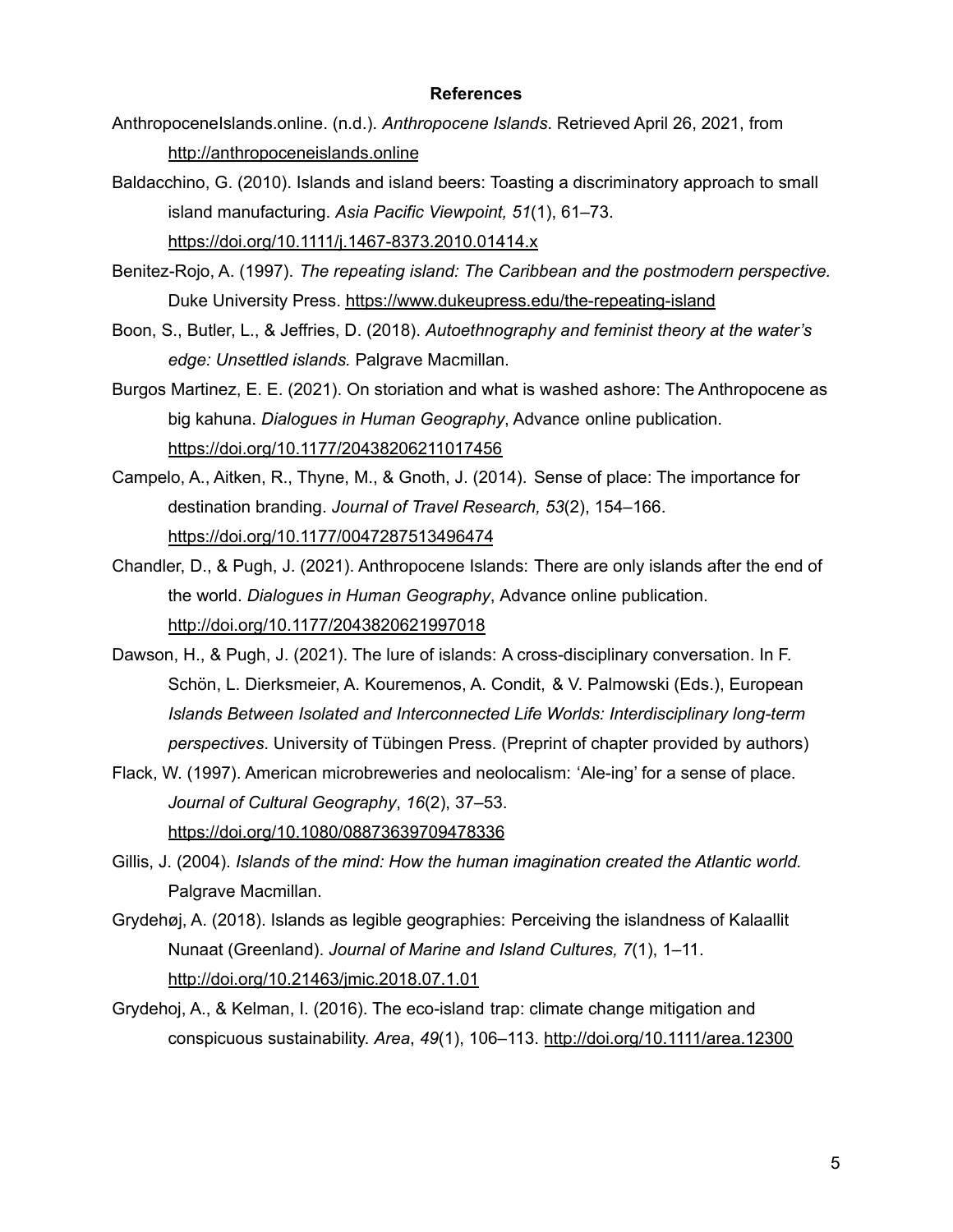**References**

AnthropoceneIslands.online. (n.d.). *Anthropocene Islands*. Retrieved April 26, 2021, from http://anthropoceneislands.online

Baldacchino, G. (2010). Islands and island beers: Toasting a discriminatory approach to small island manufacturing. *Asia Pacific Viewpoint, 51*(1), 61–73. https://doi.org/10.1111/j.1467-8373.2010.01414.x

Benitez-Rojo, A. (1997). *The repeating island: The Caribbean and the postmodern perspective.* Duke University Press. https://www.dukeupress.edu/the-repeating-island

Boon, S., Butler, L., & Jeffries, D. (2018). *Autoethnography and feminist theory at the water's edge: Unsettled islands.* Palgrave Macmillan.

Burgos Martinez, E. E. (2021). On storiation and what is washed ashore: The Anthropocene as big kahuna. *Dialogues in Human Geography*, Advance online publication. https://doi.org/10.1177/20438206211017456

Campelo, A., Aitken, R., Thyne, M., & Gnoth, J. (2014). Sense of place: The importance for destination branding. *Journal of Travel Research, 53*(2), 154–166. https://doi.org/10.1177/0047287513496474

Chandler, D., & Pugh, J. (2021). Anthropocene Islands: There are only islands after the end of the world. *Dialogues in Human Geography*, Advance online publication. http://doi.org/10.1177/2043820621997018

Dawson, H., & Pugh, J. (2021). The lure of islands: A cross-disciplinary conversation. In F. Schön, L. Dierksmeier, A. Kouremenos, A. Condit, & V. Palmowski (Eds.), European *Islands Between Isolated and Interconnected Life Worlds: Interdisciplinary long-term perspectives*. University of Tübingen Press. (Preprint of chapter provided by authors)

Flack, W. (1997). American microbreweries and neolocalism: 'Ale-ing' for a sense of place. *Journal of Cultural Geography*, *16*(2), 37–53. https://doi.org/10.1080/08873639709478336

Gillis, J. (2004). *Islands of the mind: How the human imagination created the Atlantic world.* Palgrave Macmillan.

Grydehøj, A. (2018). Islands as legible geographies: Perceiving the islandness of Kalaallit Nunaat (Greenland). *Journal of Marine and Island Cultures, 7*(1), 1–11. http://doi.org/10.21463/jmic.2018.07.1.01

Grydehoj, A., & Kelman, I. (2016). The eco-island trap: climate change mitigation and conspicuous sustainability. *Area*, *49*(1), 106–113. http://doi.org/10.1111/area.12300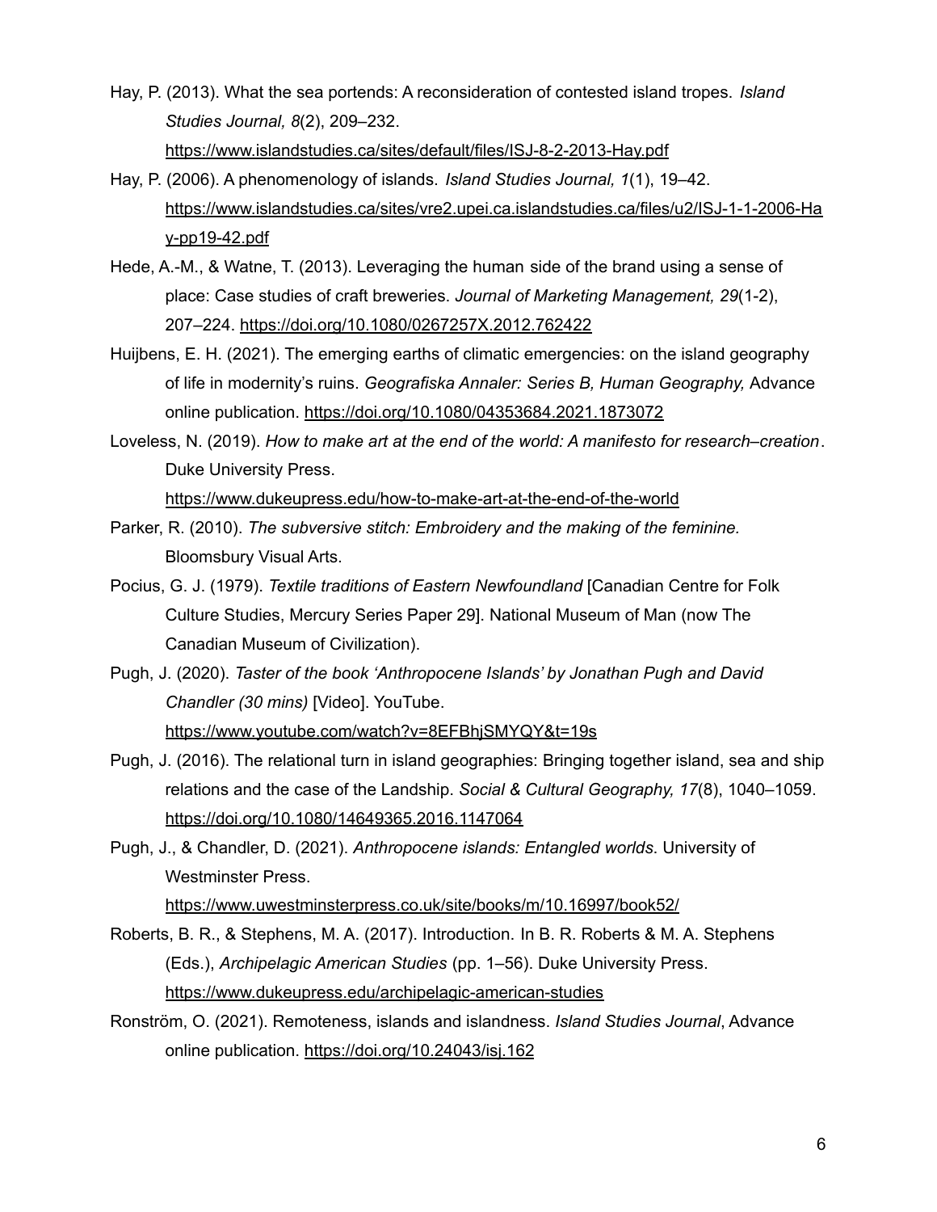Hay, P. (2013). What the sea portends: A reconsideration of contested island tropes. *Island Studies Journal, 8*(2), 209–232. https://www.islandstudies.ca/sites/default/files/ISJ-8-2-2013-Hay.pdf

Hay, P. (2006). A phenomenology of islands. *Island Studies Journal, 1*(1), 19–42. https://www.islandstudies.ca/sites/vre2.upei.ca.islandstudies.ca/files/u2/ISJ-1-1-2006-Hay-pp19-42.pdf

Hede, A.-M., & Watne, T. (2013). Leveraging the human side of the brand using a sense of place: Case studies of craft breweries. *Journal of Marketing Management, 29*(1-2), 207–224. https://doi.org/10.1080/0267257X.2012.762422

Huijbens, E. H. (2021). The emerging earths of climatic emergencies: on the island geography of life in modernity's ruins. *Geografiska Annaler: Series B, Human Geography,* Advance online publication. https://doi.org/10.1080/04353684.2021.1873072

Loveless, N. (2019). *How to make art at the end of the world: A manifesto for research–creation*. Duke University Press. https://www.dukeupress.edu/how-to-make-art-at-the-end-of-the-world

Parker, R. (2010). *The subversive stitch: Embroidery and the making of the feminine.* Bloomsbury Visual Arts.

Pocius, G. J. (1979). *Textile traditions of Eastern Newfoundland* [Canadian Centre for Folk Culture Studies, Mercury Series Paper 29]. National Museum of Man (now The Canadian Museum of Civilization).

Pugh, J. (2020). *Taster of the book 'Anthropocene Islands' by Jonathan Pugh and David Chandler (30 mins)* [Video]. YouTube. https://www.youtube.com/watch?v=8EFBhjSMYQY&t=19s

Pugh, J. (2016). The relational turn in island geographies: Bringing together island, sea and ship relations and the case of the Landship. *Social & Cultural Geography, 17*(8), 1040–1059. https://doi.org/10.1080/14649365.2016.1147064

Pugh, J., & Chandler, D. (2021). *Anthropocene islands: Entangled worlds*. University of Westminster Press. https://www.uwestminsterpress.co.uk/site/books/m/10.16997/book52/

Roberts, B. R., & Stephens, M. A. (2017). Introduction. In B. R. Roberts & M. A. Stephens (Eds.), *Archipelagic American Studies* (pp. 1–56). Duke University Press. https://www.dukeupress.edu/archipelagic-american-studies

Ronström, O. (2021). Remoteness, islands and islandness. *Island Studies Journal*, Advance online publication. https://doi.org/10.24043/isj.162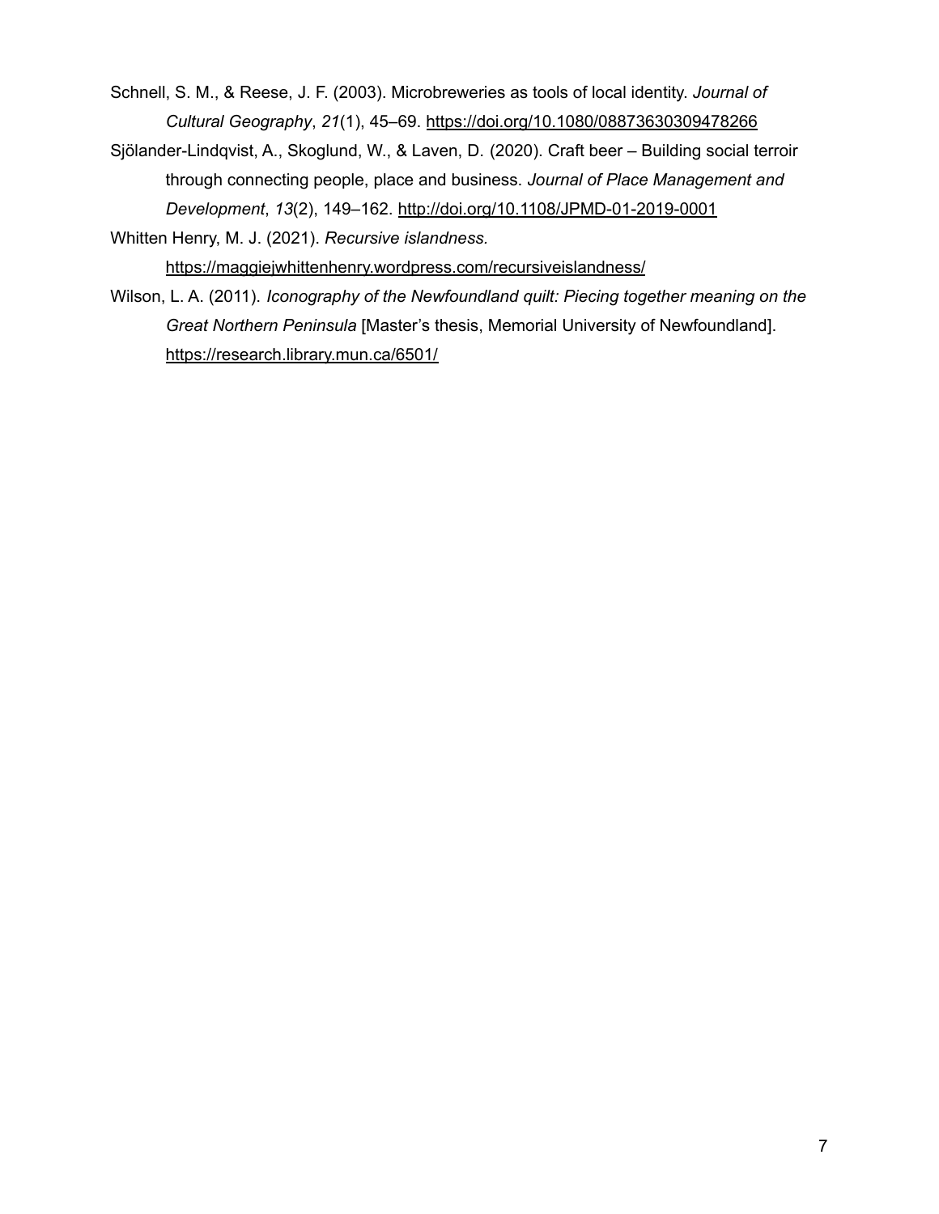Schnell, S. M., & Reese, J. F. (2003). Microbreweries as tools of local identity. *Journal of Cultural Geography*, *21*(1), 45–69. https://doi.org/10.1080/08873630309478266

Sjölander-Lindqvist, A., Skoglund, W., & Laven, D. (2020). Craft beer – Building social terroir through connecting people, place and business. *Journal of Place Management and Development*, *13*(2), 149–162. http://doi.org/10.1108/JPMD-01-2019-0001

Whitten Henry, M. J. (2021). *Recursive islandness*. https://maggiejwhittenhenry.wordpress.com/recursiveislandness/

Wilson, L. A. (2011). *Iconography of the Newfoundland quilt: Piecing together meaning on the Great Northern Peninsula* [Master's thesis, Memorial University of Newfoundland]. https://research.library.mun.ca/6501/